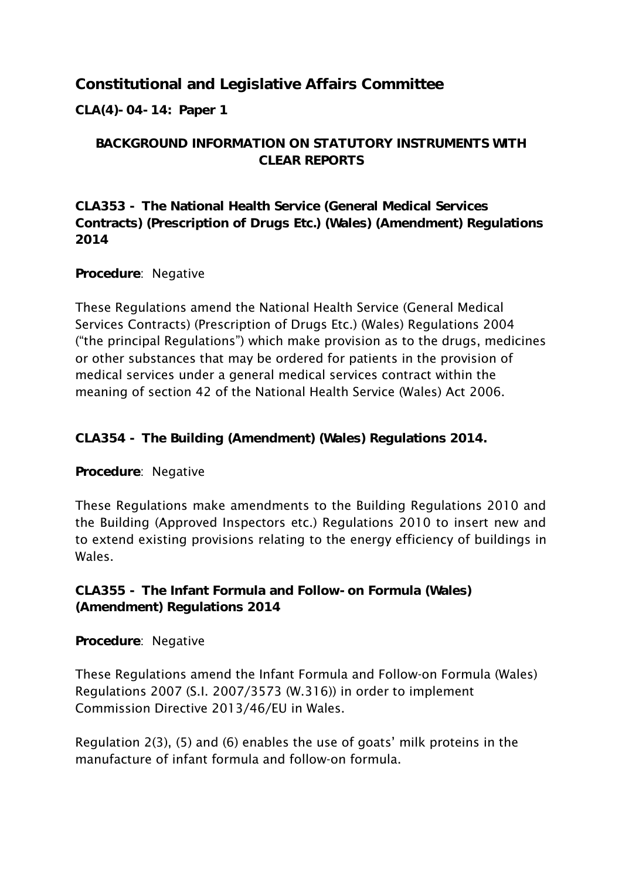# Constitutional and Legislative Affairs Committee

**CLA(4)-04-14: Paper 1**

## BACKGROUND INFORMATION ON STATUTORY INSTRUMENTS WITH CLEAR REPORTS

### CLA353 - The National Health Service (General Medical Services Contracts) (Prescription of Drugs Etc.) (Wales) (Amendment) Regulations 2014

**Procedure**: Negative

These Regulations amend the National Health Service (General Medical Services Contracts) (Prescription of Drugs Etc.) (Wales) Regulations 2004 ("the principal Regulations") which make provision as to the drugs, medicines or other substances that may be ordered for patients in the provision of medical services under a general medical services contract within the meaning of section 42 of the National Health Service (Wales) Act 2006.

### CLA354 - The Building (Amendment) (Wales) Regulations 2014.

**Procedure**: Negative

These Regulations make amendments to the Building Regulations 2010 and the Building (Approved Inspectors etc.) Regulations 2010 to insert new and to extend existing provisions relating to the energy efficiency of buildings in Wales.

### CLA355 - The Infant Formula and Follow-on Formula (Wales) (Amendment) Regulations 2014

**Procedure**: Negative

These Regulations amend the Infant Formula and Follow-on Formula (Wales) Regulations 2007 (S.I. 2007/3573 (W.316)) in order to implement Commission Directive 2013/46/EU in Wales.

Regulation 2(3), (5) and (6) enables the use of goats' milk proteins in the manufacture of infant formula and follow-on formula.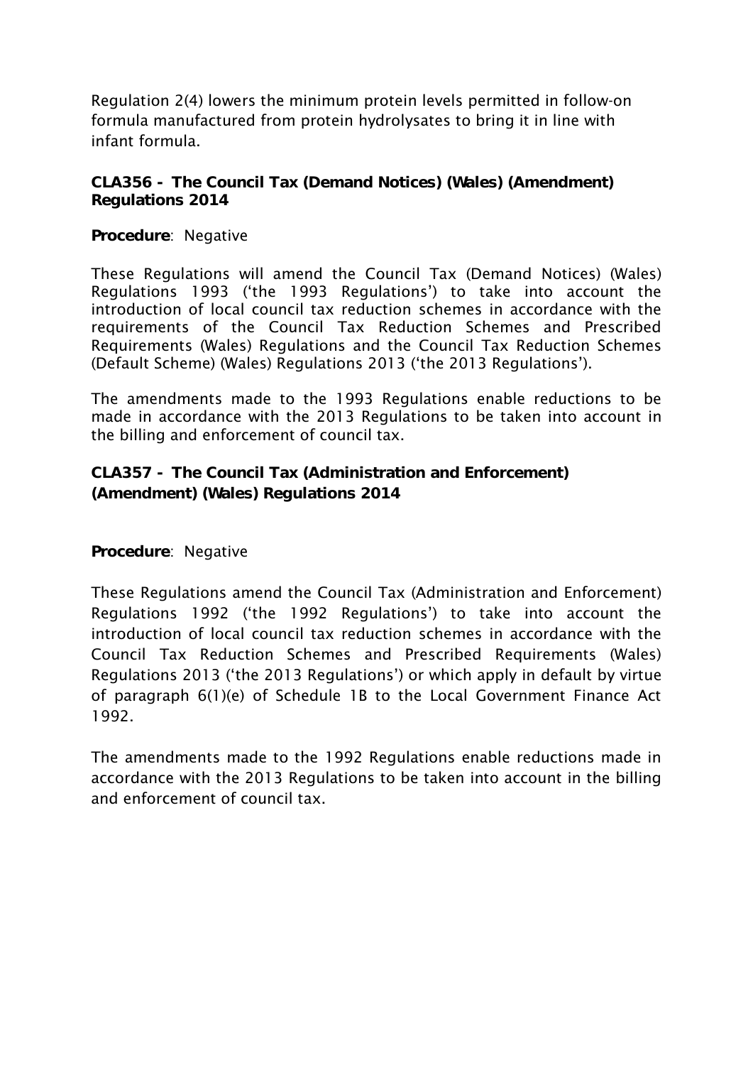Regulation 2(4) lowers the minimum protein levels permitted in follow-on formula manufactured from protein hydrolysates to bring it in line with infant formula.

**CLA356 - The Council Tax (Demand Notices) (Wales) (Amendment) Regulations 2014**

**Procedure**: Negative

These Regulations will amend the Council Tax (Demand Notices) (Wales) Regulations 1993 ('the 1993 Regulations') to take into account the introduction of local council tax reduction schemes in accordance with the requirements of the Council Tax Reduction Schemes and Prescribed Requirements (Wales) Regulations and the Council Tax Reduction Schemes (Default Scheme) (Wales) Regulations 2013 ('the 2013 Regulations').

The amendments made to the 1993 Regulations enable reductions to be made in accordance with the 2013 Regulations to be taken into account in the billing and enforcement of council tax.

**CLA357 - The Council Tax (Administration and Enforcement) (Amendment) (Wales) Regulations 2014**

**Procedure**: Negative

These Regulations amend the Council Tax (Administration and Enforcement) Regulations 1992 ('the 1992 Regulations') to take into account the introduction of local council tax reduction schemes in accordance with the Council Tax Reduction Schemes and Prescribed Requirements (Wales) Regulations 2013 ('the 2013 Regulations') or which apply in default by virtue of paragraph 6(1)(e) of Schedule 1B to the Local Government Finance Act 1992.

The amendments made to the 1992 Regulations enable reductions made in accordance with the 2013 Regulations to be taken into account in the billing and enforcement of council tax.